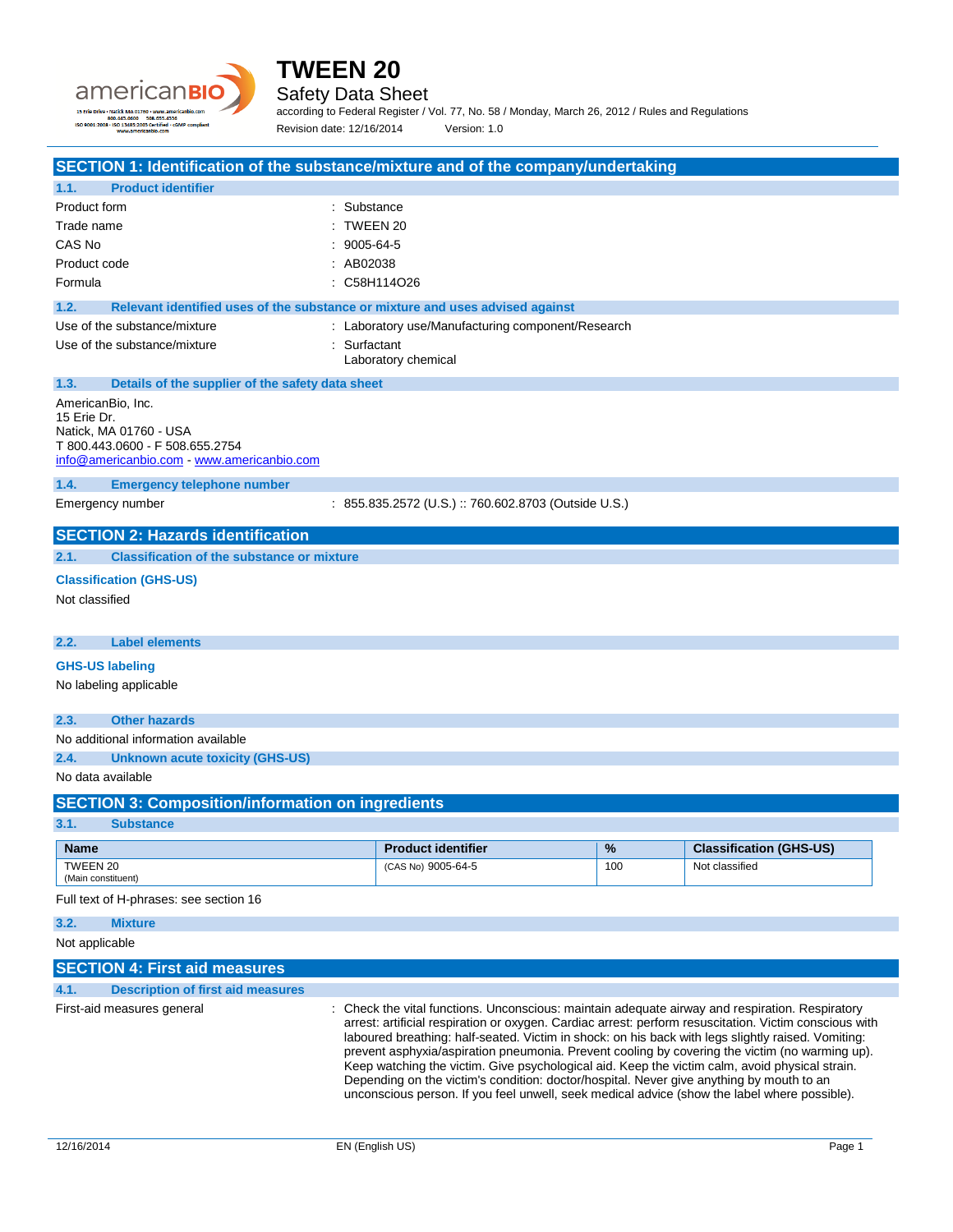# TWEEN 20

## Safety Data Sheet

according to Federal Register / Vol. 77, No. 58 / Monday, March 26, 2012 / Rules and Regulations

Revision date: 12/16/2014 Version: 1.0

## SECTION 1: Identification of the substance/mixture and of the company/undertaking

### 1.1. Product identifier

| | |
|---|---|
| Product form | : Substance |
| Trade name | : TWEEN 20 |
| CAS No | : 9005-64-5 |
| Product code | : AB02038 |
| Formula | : $C_{58}H_{114}O_{26}$ |

### 1.2. Relevant identified uses of the substance or mixture and uses advised against

| | |
|---|---|
| Use of the substance/mixture | : Laboratory use/Manufacturing component/Research |
| Use of the substance/mixture | : Surfactant<br>Laboratory chemical |

### 1.3. Details of the supplier of the safety data sheet

AmericanBio, Inc.
15 Erie Dr.
Natick, MA 01760 - USA
T 800.443.0600 - F 508.655.2754
info@americanbio.com - www.americanbio.com

### 1.4. Emergency telephone number

| | |
|---|---|
| Emergency number | : 855.835.2572 (U.S.) :: 760.602.8703 (Outside U.S.) |

## SECTION 2: Hazards identification

### 2.1. Classification of the substance or mixture

**Classification (GHS-US)**

Not classified

### 2.2. Label elements

**GHS-US labeling**

No labeling applicable

### 2.3. Other hazards

No additional information available

### 2.4. Unknown acute toxicity (GHS-US)

No data available

## SECTION 3: Composition/information on ingredients

### 3.1. Substance

| Name | Product identifier | % | Classification (GHS-US) |
|---|---|---|---|
| TWEEN 20<br>(Main constituent) | (CAS No) 9005-64-5 | 100 | Not classified |

Full text of H-phrases: see section 16

### 3.2. Mixture

Not applicable

## SECTION 4: First aid measures

### 4.1. Description of first aid measures

| | |
|---|---|
| First-aid measures general | : Check the vital functions. Unconscious: maintain adequate airway and respiration. Respiratory arrest: artificial respiration or oxygen. Cardiac arrest: perform resuscitation. Victim conscious with laboured breathing: half-seated. Victim in shock: on his back with legs slightly raised. Vomiting: prevent asphyxia/aspiration pneumonia. Prevent cooling by covering the victim (no warming up). Keep watching the victim. Give psychological aid. Keep the victim calm, avoid physical strain. Depending on the victim's condition: doctor/hospital. Never give anything by mouth to an unconscious person. If you feel unwell, seek medical advice (show the label where possible). |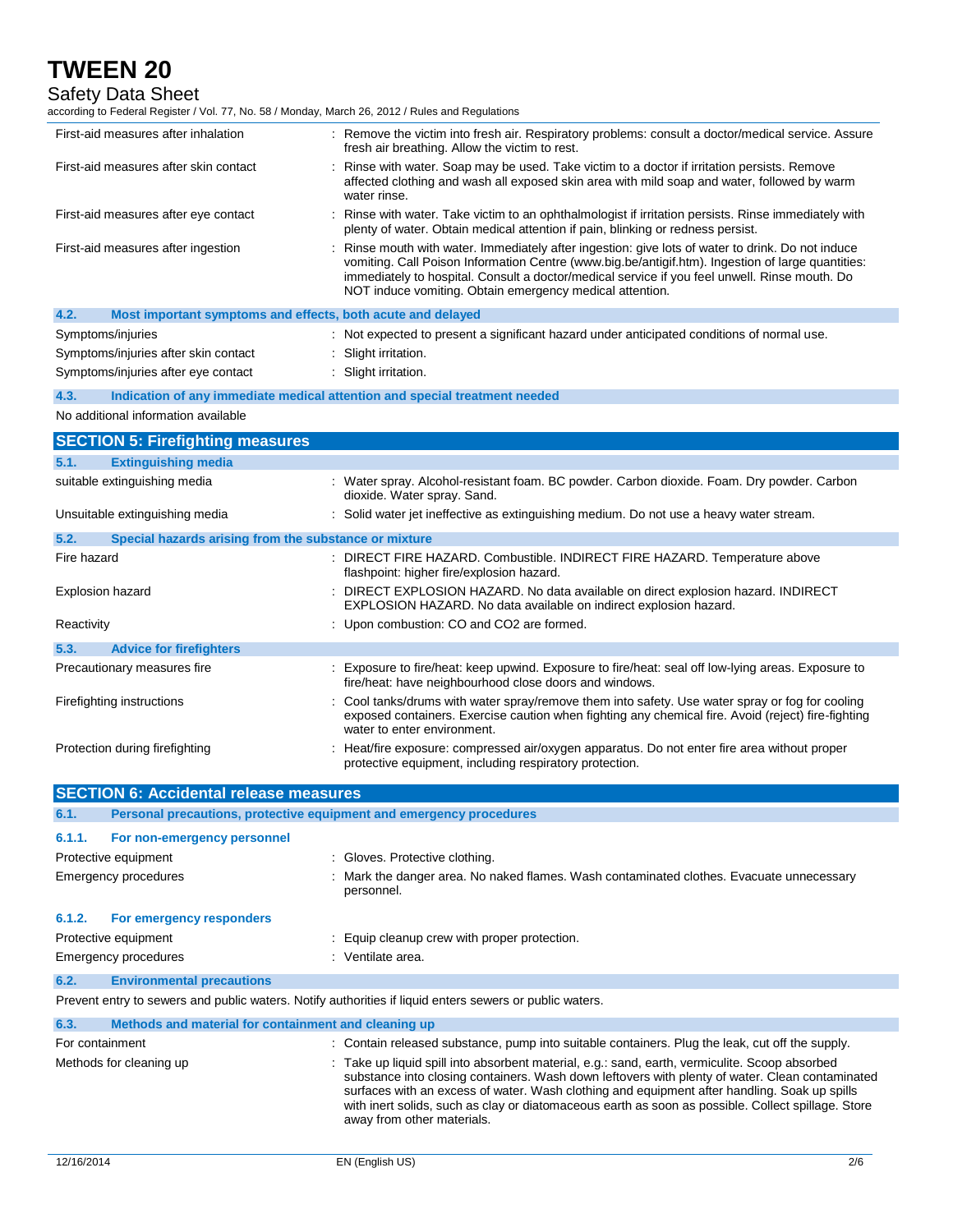| | |
|---|---|
| First-aid measures after inhalation | : Remove the victim into fresh air. Respiratory problems: consult a doctor/medical service. Assure fresh air breathing. Allow the victim to rest. |
| First-aid measures after skin contact | : Rinse with water. Soap may be used. Take victim to a doctor if irritation persists. Remove affected clothing and wash all exposed skin area with mild soap and water, followed by warm water rinse. |
| First-aid measures after eye contact | : Rinse with water. Take victim to an ophthalmologist if irritation persists. Rinse immediately with plenty of water. Obtain medical attention if pain, blinking or redness persist. |
| First-aid measures after ingestion | : Rinse mouth with water. Immediately after ingestion: give lots of water to drink. Do not induce vomiting. Call Poison Information Centre (www.big.be/antigif.htm). Ingestion of large quantities: immediately to hospital. Consult a doctor/medical service if you feel unwell. Rinse mouth. Do NOT induce vomiting. Obtain emergency medical attention. |

### 4.2. Most important symptoms and effects, both acute and delayed

| | |
|---|---|
| Symptoms/injuries | : Not expected to present a significant hazard under anticipated conditions of normal use. |
| Symptoms/injuries after skin contact | : Slight irritation. |
| Symptoms/injuries after eye contact | : Slight irritation. |

### 4.3. Indication of any immediate medical attention and special treatment needed

No additional information available

## SECTION 5: Firefighting measures

### 5.1. Extinguishing media

| | |
|---|---|
| suitable extinguishing media | : Water spray. Alcohol-resistant foam. BC powder. Carbon dioxide. Foam. Dry powder. Carbon dioxide. Water spray. Sand. |
| Unsuitable extinguishing media | : Solid water jet ineffective as extinguishing medium. Do not use a heavy water stream. |

### 5.2. Special hazards arising from the substance or mixture

| | |
|---|---|
| Fire hazard | : DIRECT FIRE HAZARD. Combustible. INDIRECT FIRE HAZARD. Temperature above flashpoint: higher fire/explosion hazard. |
| Explosion hazard | : DIRECT EXPLOSION HAZARD. No data available on direct explosion hazard. INDIRECT EXPLOSION HAZARD. No data available on indirect explosion hazard. |
| Reactivity | : Upon combustion: CO and $CO_2$ are formed. |

### 5.3. Advice for firefighters

| | |
|---|---|
| Precautionary measures fire | : Exposure to fire/heat: keep upwind. Exposure to fire/heat: seal off low-lying areas. Exposure to fire/heat: have neighbourhood close doors and windows. |
| Firefighting instructions | : Cool tanks/drums with water spray/remove them into safety. Use water spray or fog for cooling exposed containers. Exercise caution when fighting any chemical fire. Avoid (reject) fire-fighting water to enter environment. |
| Protection during firefighting | : Heat/fire exposure: compressed air/oxygen apparatus. Do not enter fire area without proper protective equipment, including respiratory protection. |

## SECTION 6: Accidental release measures

### 6.1. Personal precautions, protective equipment and emergency procedures

#### 6.1.1. For non-emergency personnel

| | |
|---|---|
| Protective equipment | : Gloves. Protective clothing. |
| Emergency procedures | : Mark the danger area. No naked flames. Wash contaminated clothes. Evacuate unnecessary personnel. |

#### 6.1.2. For emergency responders

| | |
|---|---|
| Protective equipment | : Equip cleanup crew with proper protection. |
| Emergency procedures | : Ventilate area. |

### 6.2. Environmental precautions

Prevent entry to sewers and public waters. Notify authorities if liquid enters sewers or public waters.

### 6.3. Methods and material for containment and cleaning up

| | |
|---|---|
| For containment | : Contain released substance, pump into suitable containers. Plug the leak, cut off the supply. |
| Methods for cleaning up | : Take up liquid spill into absorbent material, e.g.: sand, earth, vermiculite. Scoop absorbed substance into closing containers. Wash down leftovers with plenty of water. Clean contaminated surfaces with an excess of water. Wash clothing and equipment after handling. Soak up spills with inert solids, such as clay or diatomaceous earth as soon as possible. Collect spillage. Store away from other materials. |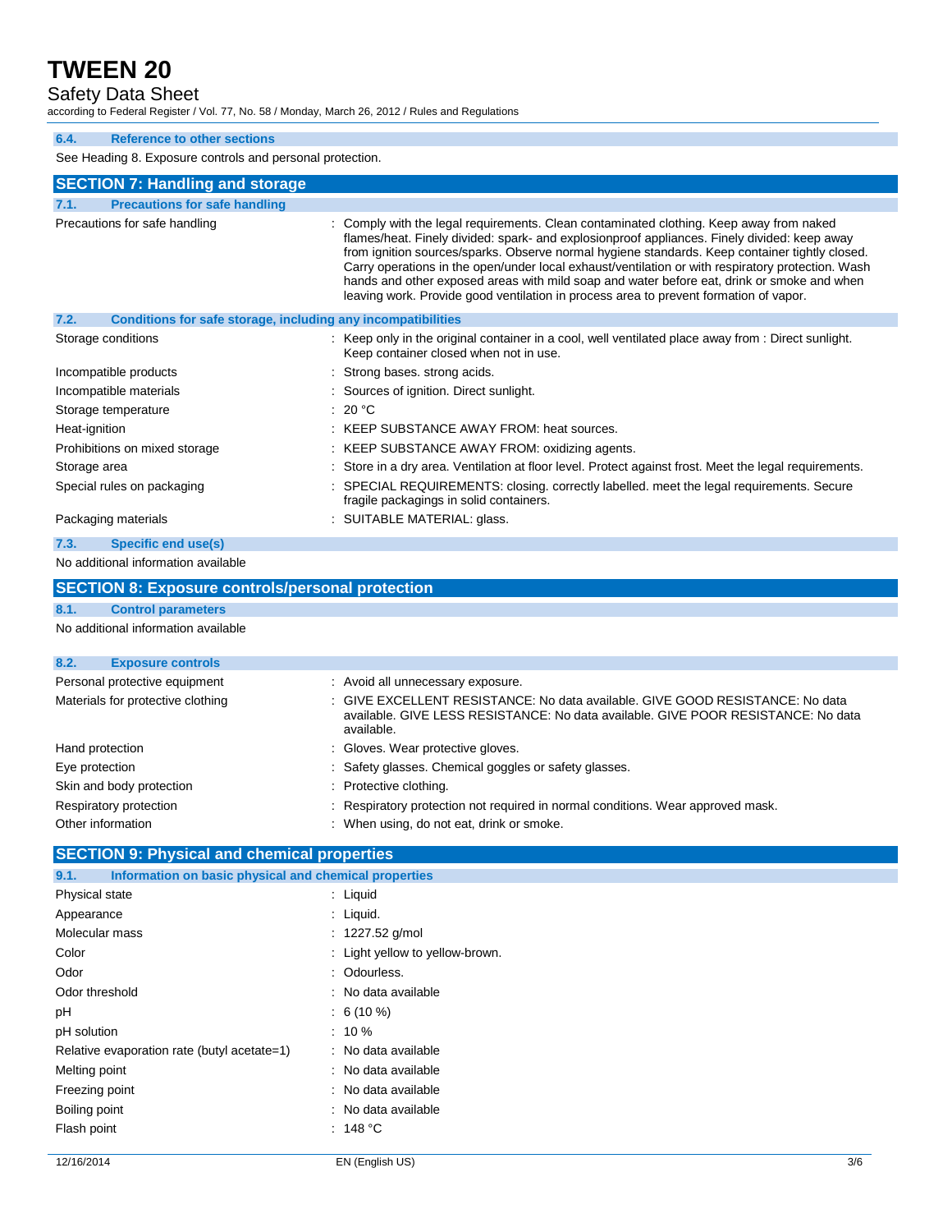### 6.4. Reference to other sections

See Heading 8. Exposure controls and personal protection.

## SECTION 7: Handling and storage

### 7.1. Precautions for safe handling

| | |
|---|---|
| Precautions for safe handling | : Comply with the legal requirements. Clean contaminated clothing. Keep away from naked flames/heat. Finely divided: spark- and explosionproof appliances. Finely divided: keep away from ignition sources/sparks. Observe normal hygiene standards. Keep container tightly closed. Carry operations in the open/under local exhaust/ventilation or with respiratory protection. Wash hands and other exposed areas with mild soap and water before eat, drink or smoke and when leaving work. Provide good ventilation in process area to prevent formation of vapor. |

### 7.2. Conditions for safe storage, including any incompatibilities

| | |
|---|---|
| Storage conditions | : Keep only in the original container in a cool, well ventilated place away from : Direct sunlight. Keep container closed when not in use. |
| Incompatible products | : Strong bases. strong acids. |
| Incompatible materials | : Sources of ignition. Direct sunlight. |
| Storage temperature | : 20 °C |
| Heat-ignition | : KEEP SUBSTANCE AWAY FROM: heat sources. |
| Prohibitions on mixed storage | : KEEP SUBSTANCE AWAY FROM: oxidizing agents. |
| Storage area | : Store in a dry area. Ventilation at floor level. Protect against frost. Meet the legal requirements. |
| Special rules on packaging | : SPECIAL REQUIREMENTS: closing. correctly labelled. meet the legal requirements. Secure fragile packagings in solid containers. |
| Packaging materials | : SUITABLE MATERIAL: glass. |

### 7.3. Specific end use(s)

No additional information available

## SECTION 8: Exposure controls/personal protection

### 8.1. Control parameters

No additional information available

### 8.2. Exposure controls

| | |
|---|---|
| Personal protective equipment | : Avoid all unnecessary exposure. |
| Materials for protective clothing | : GIVE EXCELLENT RESISTANCE: No data available. GIVE GOOD RESISTANCE: No data available. GIVE LESS RESISTANCE: No data available. GIVE POOR RESISTANCE: No data available. |
| Hand protection | : Gloves. Wear protective gloves. |
| Eye protection | : Safety glasses. Chemical goggles or safety glasses. |
| Skin and body protection | : Protective clothing. |
| Respiratory protection | : Respiratory protection not required in normal conditions. Wear approved mask. |
| Other information | : When using, do not eat, drink or smoke. |

## SECTION 9: Physical and chemical properties

### 9.1. Information on basic physical and chemical properties

| | |
|---|---|
| Physical state | : Liquid |
| Appearance | : Liquid. |
| Molecular mass | : 1227.52 g/mol |
| Color | : Light yellow to yellow-brown. |
| Odor | : Odourless. |
| Odor threshold | : No data available |
| pH | : 6 (10 %) |
| pH solution | : 10 % |
| Relative evaporation rate (butyl acetate=1) | : No data available |
| Melting point | : No data available |
| Freezing point | : No data available |
| Boiling point | : No data available |
| Flash point | : 148 °C |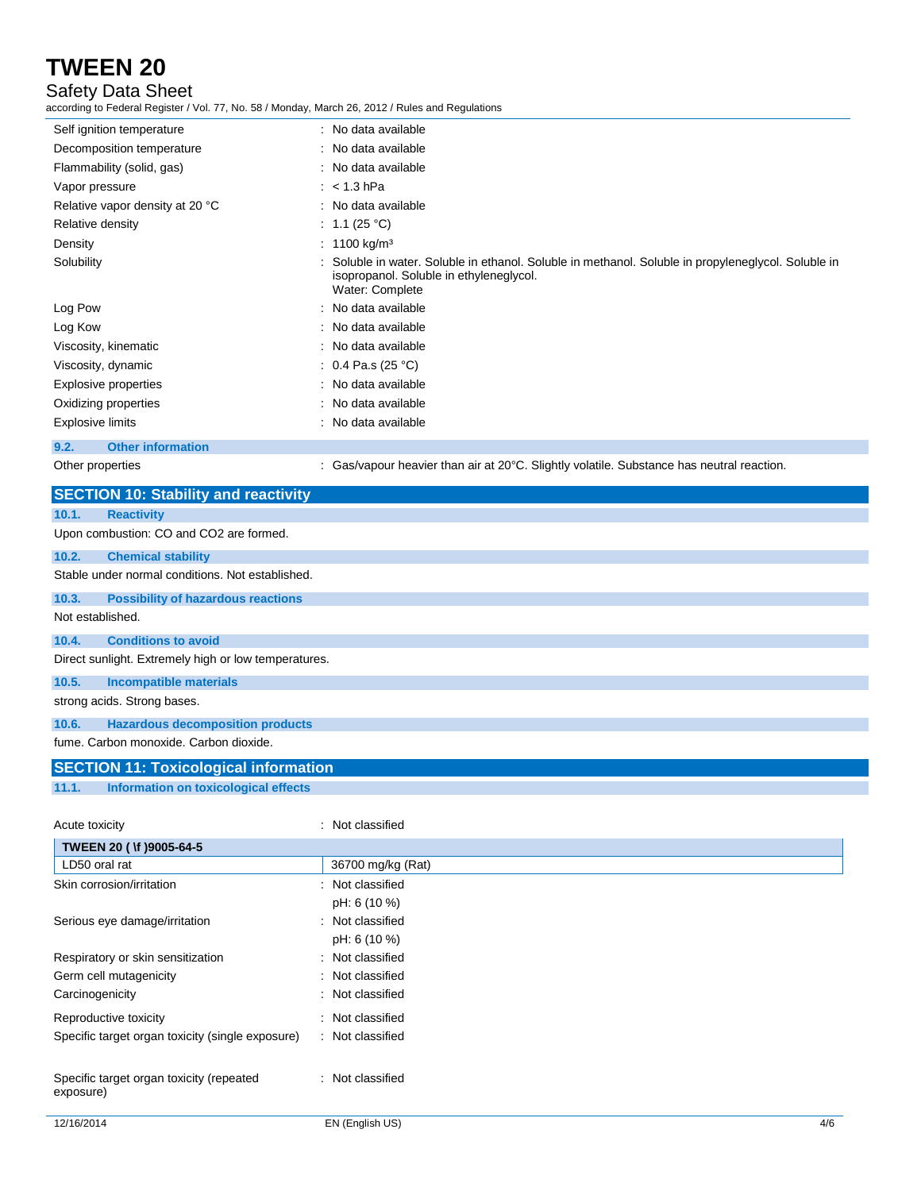| | |
|---|---|
| Self ignition temperature | : No data available |
| Decomposition temperature | : No data available |
| Flammability (solid, gas) | : No data available |
| Vapor pressure | : < 1.3 hPa |
| Relative vapor density at 20 °C | : No data available |
| Relative density | : 1.1 (25 °C) |
| Density | : 1100 kg/m³ |
| Solubility | : Soluble in water. Soluble in ethanol. Soluble in methanol. Soluble in propyleneglycol. Soluble in isopropanol. Soluble in ethyleneglycol. Water: Complete |
| Log Pow | : No data available |
| Log Kow | : No data available |
| Viscosity, kinematic | : No data available |
| Viscosity, dynamic | : 0.4 Pa.s (25 °C) |
| Explosive properties | : No data available |
| Oxidizing properties | : No data available |
| Explosive limits | : No data available |

### 9.2. Other information

| | |
|---|---|
| Other properties | : Gas/vapour heavier than air at 20°C. Slightly volatile. Substance has neutral reaction. |

## SECTION 10: Stability and reactivity

### 10.1. Reactivity

Upon combustion: CO and CO2 are formed.

### 10.2. Chemical stability

Stable under normal conditions. Not established.

### 10.3. Possibility of hazardous reactions

Not established.

### 10.4. Conditions to avoid

Direct sunlight. Extremely high or low temperatures.

### 10.5. Incompatible materials

strong acids. Strong bases.

### 10.6. Hazardous decomposition products

fume. Carbon monoxide. Carbon dioxide.

## SECTION 11: Toxicological information

### 11.1. Information on toxicological effects

| | |
|---|---|
| Acute toxicity | : Not classified |

| TWEEN 20 ( \f )9005-64-5 | |
|---|---|
| LD50 oral rat | 36700 mg/kg (Rat) |

| | |
|---|---|
| Skin corrosion/irritation | : Not classified<br>pH: 6 (10 %) |
| Serious eye damage/irritation | : Not classified<br>pH: 6 (10 %) |
| Respiratory or skin sensitization | : Not classified |
| Germ cell mutagenicity | : Not classified |
| Carcinogenicity | : Not classified |
| Reproductive toxicity | : Not classified |
| Specific target organ toxicity (single exposure) | : Not classified |
| Specific target organ toxicity (repeated exposure) | : Not classified |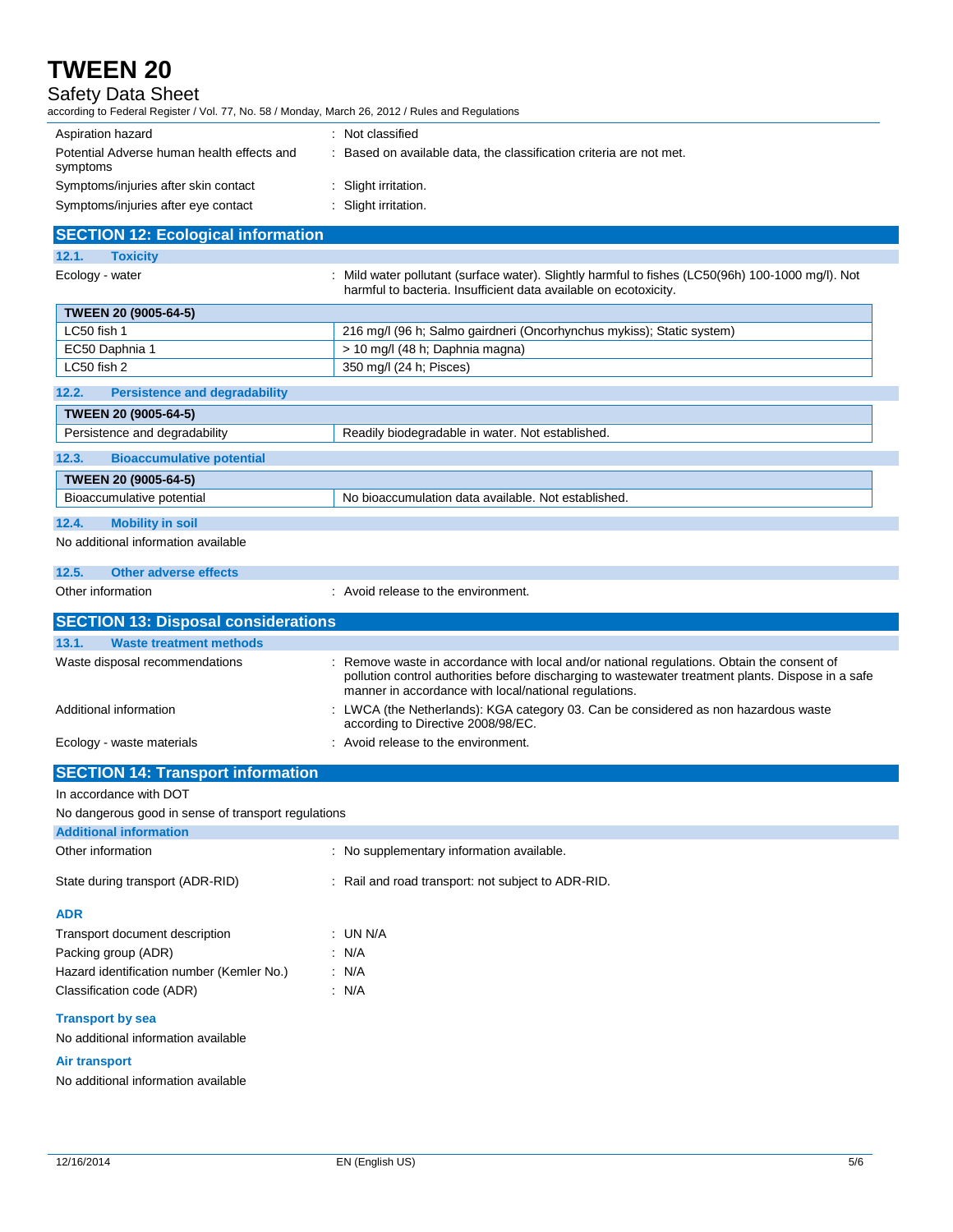Aspiration hazard : Not classified

Potential Adverse human health effects and symptoms : Based on available data, the classification criteria are not met.

Symptoms/injuries after skin contact : Slight irritation.

Symptoms/injuries after eye contact : Slight irritation.

## SECTION 12: Ecological information

### 12.1. Toxicity

Ecology - water : Mild water pollutant (surface water). Slightly harmful to fishes (LC50(96h) 100-1000 mg/l). Not harmful to bacteria. Insufficient data available on ecotoxicity.

| TWEEN 20 (9005-64-5) | |
|---|---|
| LC50 fish 1 | 216 mg/l (96 h; Salmo gairdneri (Oncorhynchus mykiss); Static system) |
| EC50 Daphnia 1 | > 10 mg/l (48 h; Daphnia magna) |
| LC50 fish 2 | 350 mg/l (24 h; Pisces) |

### 12.2. Persistence and degradability

| TWEEN 20 (9005-64-5) | |
|---|---|
| Persistence and degradability | Readily biodegradable in water. Not established. |

### 12.3. Bioaccumulative potential

| TWEEN 20 (9005-64-5) | |
|---|---|
| Bioaccumulative potential | No bioaccumulation data available. Not established. |

### 12.4. Mobility in soil

No additional information available

### 12.5. Other adverse effects

Other information : Avoid release to the environment.

## SECTION 13: Disposal considerations

### 13.1. Waste treatment methods

Waste disposal recommendations : Remove waste in accordance with local and/or national regulations. Obtain the consent of pollution control authorities before discharging to wastewater treatment plants. Dispose in a safe manner in accordance with local/national regulations.

Additional information : LWCA (the Netherlands): KGA category 03. Can be considered as non hazardous waste according to Directive 2008/98/EC.

Ecology - waste materials : Avoid release to the environment.

## SECTION 14: Transport information

In accordance with DOT

No dangerous good in sense of transport regulations

### Additional information

Other information : No supplementary information available.

State during transport (ADR-RID) : Rail and road transport: not subject to ADR-RID.

### ADR

Transport document description : UN N/A

Packing group (ADR) : N/A

Hazard identification number (Kemler No.) : N/A

Classification code (ADR) : N/A

### Transport by sea

No additional information available

### Air transport

No additional information available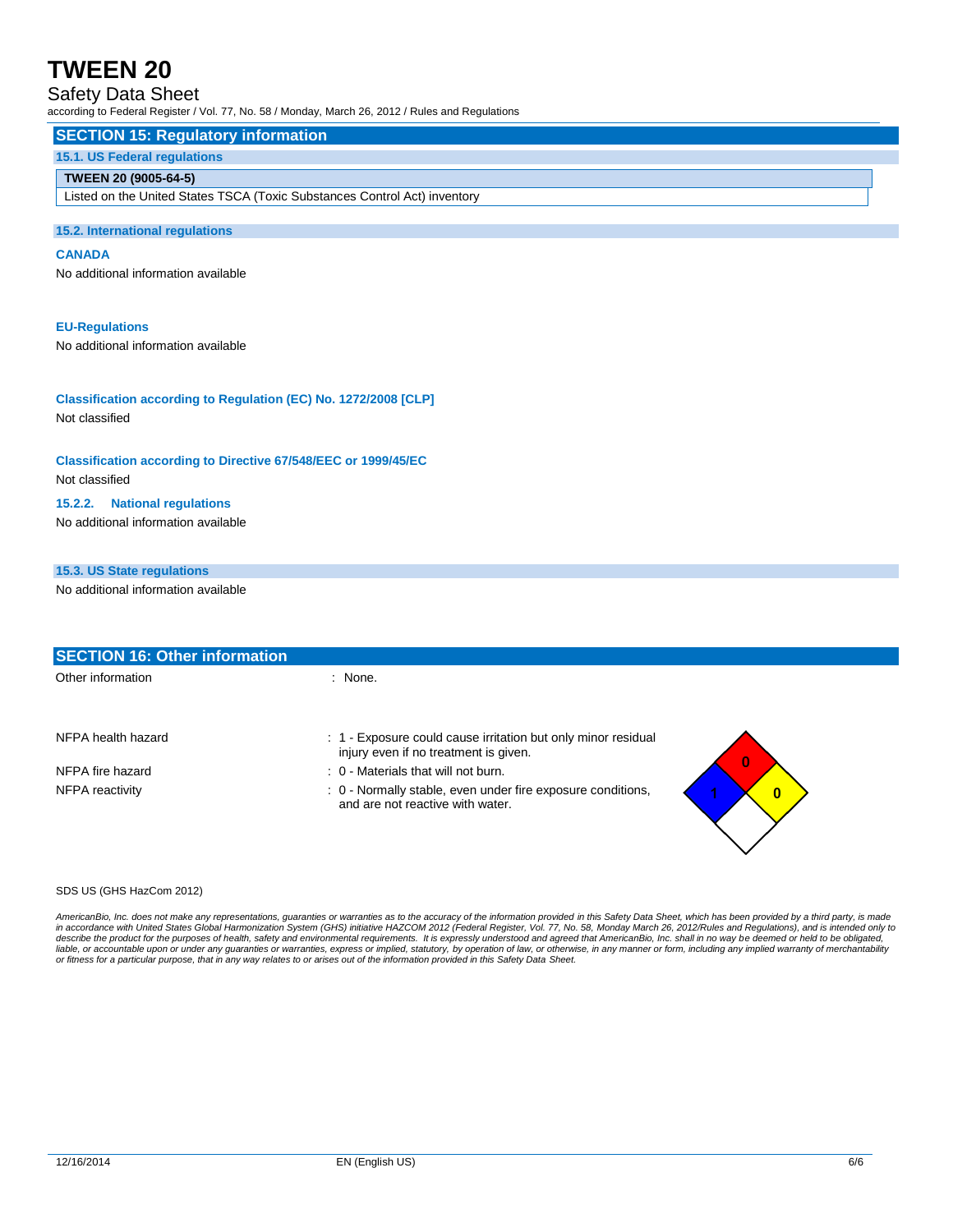## SECTION 15: Regulatory information

### 15.1. US Federal regulations

**TWEEN 20 (9005-64-5)**

Listed on the United States TSCA (Toxic Substances Control Act) inventory

### 15.2. International regulations

**CANADA**

No additional information available

**EU-Regulations**

No additional information available

**Classification according to Regulation (EC) No. 1272/2008 [CLP]**

Not classified

**Classification according to Directive 67/548/EEC or 1999/45/EC**

Not classified

**15.2.2. National regulations**

No additional information available

### 15.3. US State regulations

No additional information available

## SECTION 16: Other information

Other information : None.

NFPA health hazard : 1 - Exposure could cause irritation but only minor residual injury even if no treatment is given.

NFPA fire hazard : 0 - Materials that will not burn.

NFPA reactivity : 0 - Normally stable, even under fire exposure conditions, and are not reactive with water.

0

1

0

SDS US (GHS HazCom 2012)

*AmericanBio, Inc. does not make any representations, guaranties or warranties as to the accuracy of the information provided in this Safety Data Sheet, which has been provided by a third party, is made in accordance with United States Global Harmonization System (GHS) initiative HAZCOM 2012 (Federal Register, Vol. 77, No. 58, Monday March 26, 2012/Rules and Regulations), and is intended only to describe the product for the purposes of health, safety and environmental requirements. It is expressly understood and agreed that AmericanBio, Inc. shall in no way be deemed or held to be obligated, liable, or accountable upon or under any guaranties or warranties, express or implied, statutory, by operation of law, or otherwise, in any manner or form, including any implied warranty of merchantability or fitness for a particular purpose, that in any way relates to or arises out of the information provided in this Safety Data Sheet.*